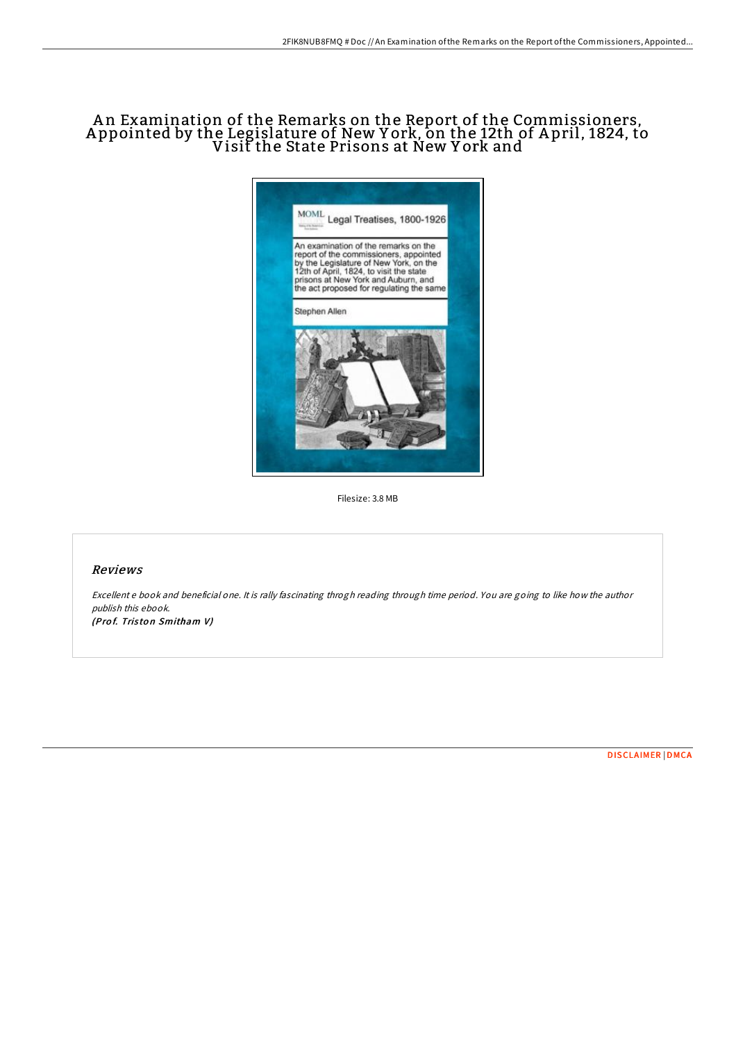# An Examination of the Remarks on the Report of the Commissioners, Appointed by the Legislature of New York, on the 12th of April, 1824, to Visit the State Prisons at New York and

Filesize: 3.8 MB

## Reviews

*Excellent e book and beneficial one. It is rally fascinating throgh reading through time period. You are going to like how the author publish this ebook.*

***(Prof. Triston Smitham V)***

DISCLAIMER | DMCA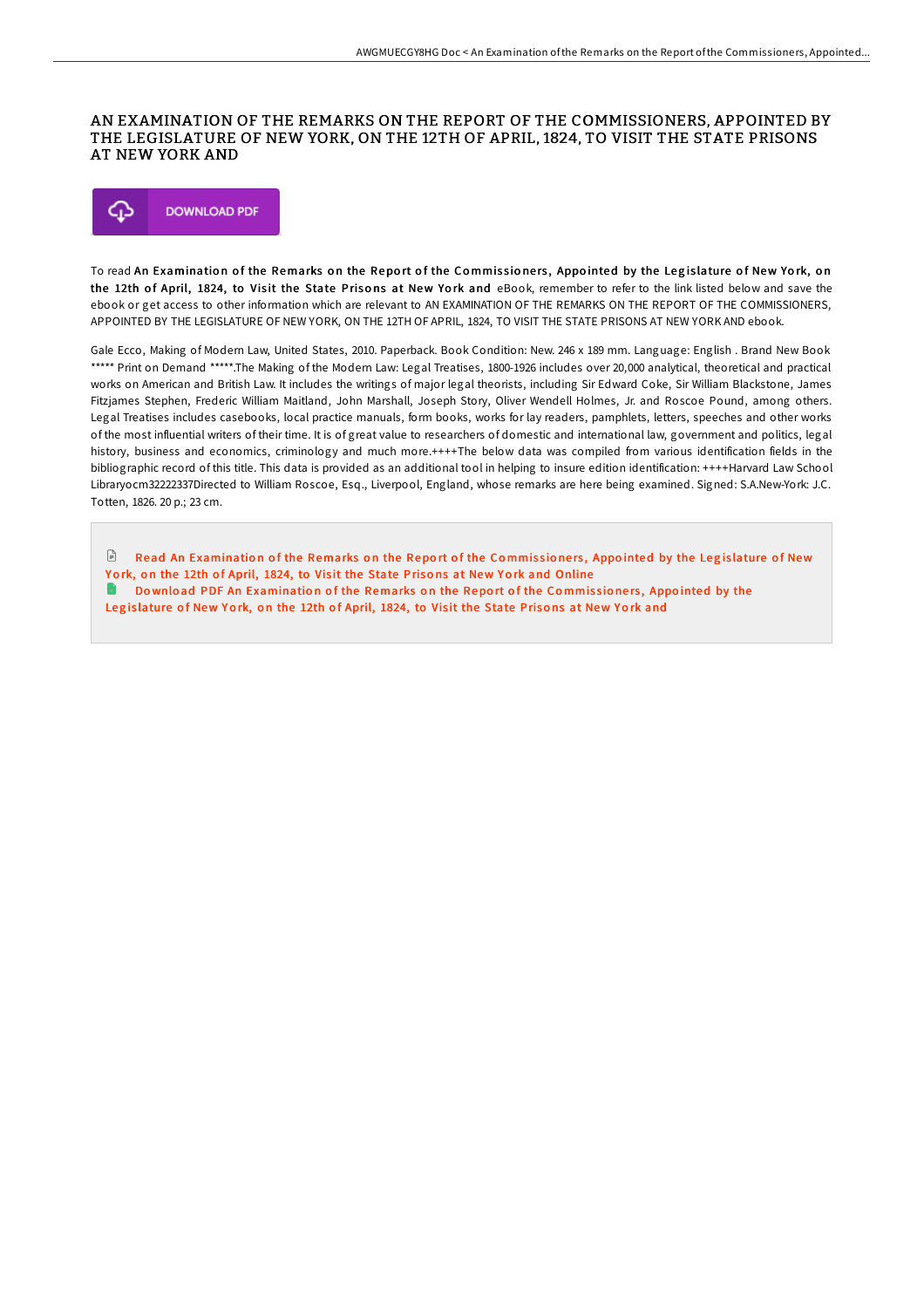# AN EXAMINATION OF THE REMARKS ON THE REPORT OF THE COMMISSIONERS, APPOINTED BY THE LEGISLATURE OF NEW YORK, ON THE 12TH OF APRIL, 1824, TO VISIT THE STATE PRISONS AT NEW YORK AND

DOWNLOAD PDF

To read **An Examination of the Remarks on the Report of the Commissioners, Appointed by the Legislature of New York, on the 12th of April, 1824, to Visit the State Prisons at New York and** eBook, remember to refer to the link listed below and save the ebook or get access to other information which are relevant to AN EXAMINATION OF THE REMARKS ON THE REPORT OF THE COMMISSIONERS, APPOINTED BY THE LEGISLATURE OF NEW YORK, ON THE 12TH OF APRIL, 1824, TO VISIT THE STATE PRISONS AT NEW YORK AND ebook.

Gale Ecco, Making of Modern Law, United States, 2010. Paperback. Book Condition: New. 246 x 189 mm. Language: English . Brand New Book ***** Print on Demand *****.The Making of the Modern Law: Legal Treatises, 1800-1926 includes over 20,000 analytical, theoretical and practical works on American and British Law. It includes the writings of major legal theorists, including Sir Edward Coke, Sir William Blackstone, James Fitzjames Stephen, Frederic William Maitland, John Marshall, Joseph Story, Oliver Wendell Holmes, Jr. and Roscoe Pound, among others. Legal Treatises includes casebooks, local practice manuals, form books, works for lay readers, pamphlets, letters, speeches and other works of the most influential writers of their time. It is of great value to researchers of domestic and international law, government and politics, legal history, business and economics, criminology and much more.++++The below data was compiled from various identification fields in the bibliographic record of this title. This data is provided as an additional tool in helping to insure edition identification: ++++Harvard Law School Libraryocm32222337Directed to William Roscoe, Esq., Liverpool, England, whose remarks are here being examined. Signed: S.A.New-York: J.C. Totten, 1826. 20 p.; 23 cm.

Read An Examination of the Remarks on the Report of the Commissioners, Appointed by the Legislature of New York, on the 12th of April, 1824, to Visit the State Prisons at New York and Online

Download PDF An Examination of the Remarks on the Report of the Commissioners, Appointed by the Legislature of New York, on the 12th of April, 1824, to Visit the State Prisons at New York and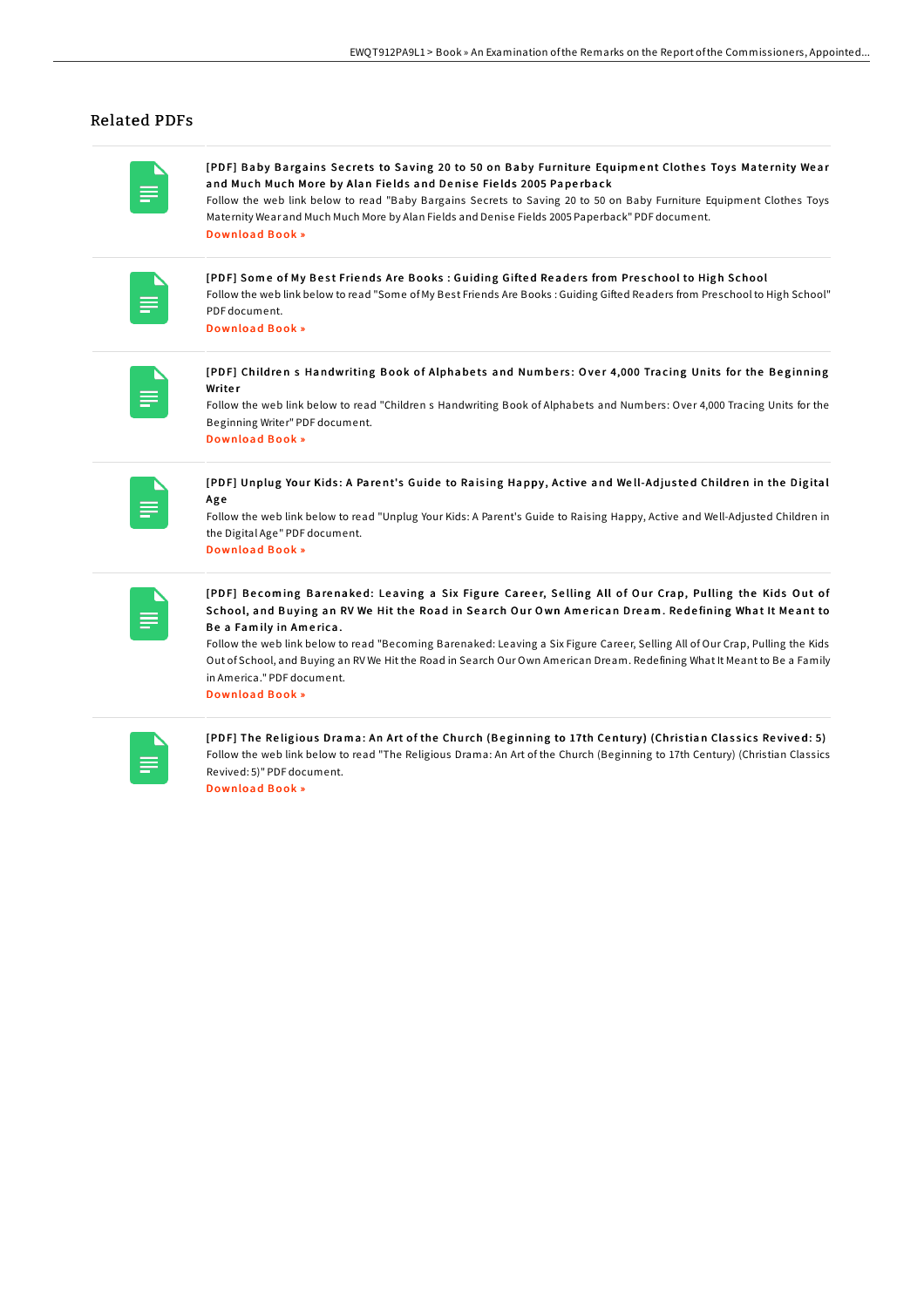## Related PDFs

[PDF] Baby Bargains Secrets to Saving 20 to 50 on Baby Furniture Equipment Clothes Toys Maternity Wear and Much Much More by Alan Fields and Denise Fields 2005 Paperback

Follow the web link below to read "Baby Bargains Secrets to Saving 20 to 50 on Baby Furniture Equipment Clothes Toys Maternity Wear and Much Much More by Alan Fields and Denise Fields 2005 Paperback" PDF document.

Download Book »

[PDF] Some of My Best Friends Are Books : Guiding Gifted Readers from Preschool to High School

Follow the web link below to read "Some of My Best Friends Are Books : Guiding Gifted Readers from Preschool to High School" PDF document.

Download Book »

[PDF] Children s Handwriting Book of Alphabets and Numbers: Over 4,000 Tracing Units for the Beginning Writer

Follow the web link below to read "Children s Handwriting Book of Alphabets and Numbers: Over 4,000 Tracing Units for the Beginning Writer" PDF document.

Download Book »

[PDF] Unplug Your Kids: A Parent's Guide to Raising Happy, Active and Well-Adjusted Children in the Digital Age

Follow the web link below to read "Unplug Your Kids: A Parent's Guide to Raising Happy, Active and Well-Adjusted Children in the Digital Age" PDF document.

Download Book »

[PDF] Becoming Barenaked: Leaving a Six Figure Career, Selling All of Our Crap, Pulling the Kids Out of School, and Buying an RV We Hit the Road in Search Our Own American Dream. Redefining What It Meant to Be a Family in America.

Follow the web link below to read "Becoming Barenaked: Leaving a Six Figure Career, Selling All of Our Crap, Pulling the Kids Out of School, and Buying an RV We Hit the Road in Search Our Own American Dream. Redefining What It Meant to Be a Family in America." PDF document.

Download Book »

[PDF] The Religious Drama: An Art of the Church (Beginning to 17th Century) (Christian Classics Revived: 5)

Follow the web link below to read "The Religious Drama: An Art of the Church (Beginning to 17th Century) (Christian Classics Revived: 5)" PDF document.

Download Book »